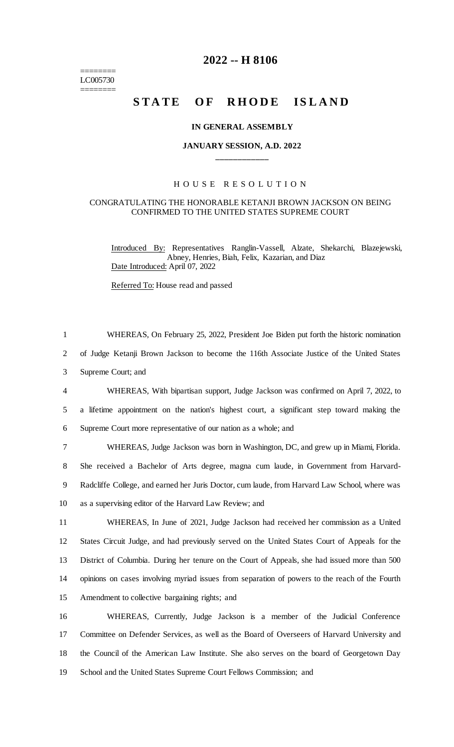========
LC005730
========

# 2022 -- H 8106

# STATE OF RHODE ISLAND

### IN GENERAL ASSEMBLY

### JANUARY SESSION, A.D. 2022

____________

## HOUSE RESOLUTION

### CONGRATULATING THE HONORABLE KETANJI BROWN JACKSON ON BEING CONFIRMED TO THE UNITED STATES SUPREME COURT

Introduced By: Representatives Ranglin-Vassell, Alzate, Shekarchi, Blazejewski, Abney, Henries, Biah, Felix, Kazarian, and Diaz

Date Introduced: April 07, 2022

Referred To: House read and passed

1 WHEREAS, On February 25, 2022, President Joe Biden put forth the historic nomination
2 of Judge Ketanji Brown Jackson to become the 116th Associate Justice of the United States
3 Supreme Court; and

4 WHEREAS, With bipartisan support, Judge Jackson was confirmed on April 7, 2022, to
5 a lifetime appointment on the nation's highest court, a significant step toward making the
6 Supreme Court more representative of our nation as a whole; and

7 WHEREAS, Judge Jackson was born in Washington, DC, and grew up in Miami, Florida.
8 She received a Bachelor of Arts degree, magna cum laude, in Government from Harvard-
9 Radcliffe College, and earned her Juris Doctor, cum laude, from Harvard Law School, where was
10 as a supervising editor of the Harvard Law Review; and

11 WHEREAS, In June of 2021, Judge Jackson had received her commission as a United
12 States Circuit Judge, and had previously served on the United States Court of Appeals for the
13 District of Columbia. During her tenure on the Court of Appeals, she had issued more than 500
14 opinions on cases involving myriad issues from separation of powers to the reach of the Fourth
15 Amendment to collective bargaining rights; and

16 WHEREAS, Currently, Judge Jackson is a member of the Judicial Conference
17 Committee on Defender Services, as well as the Board of Overseers of Harvard University and
18 the Council of the American Law Institute. She also serves on the board of Georgetown Day
19 School and the United States Supreme Court Fellows Commission; and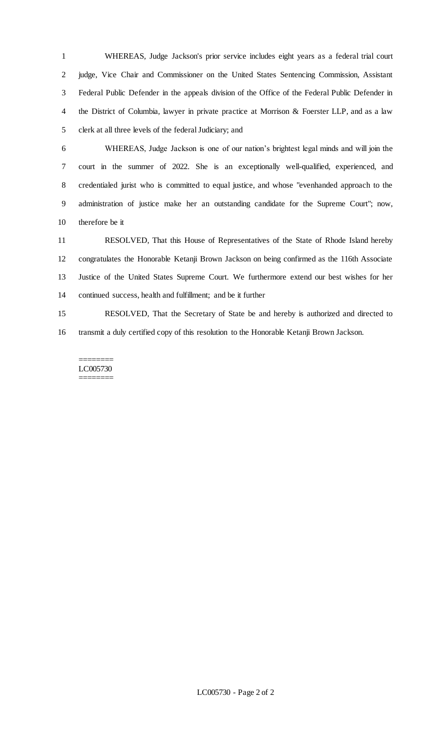WHEREAS, Judge Jackson's prior service includes eight years as a federal trial court judge, Vice Chair and Commissioner on the United States Sentencing Commission, Assistant Federal Public Defender in the appeals division of the Office of the Federal Public Defender in the District of Columbia, lawyer in private practice at Morrison & Foerster LLP, and as a law clerk at all three levels of the federal Judiciary; and

WHEREAS, Judge Jackson is one of our nation's brightest legal minds and will join the court in the summer of 2022. She is an exceptionally well-qualified, experienced, and credentialed jurist who is committed to equal justice, and whose "evenhanded approach to the administration of justice make her an outstanding candidate for the Supreme Court"; now, therefore be it

RESOLVED, That this House of Representatives of the State of Rhode Island hereby congratulates the Honorable Ketanji Brown Jackson on being confirmed as the 116th Associate Justice of the United States Supreme Court. We furthermore extend our best wishes for her continued success, health and fulfillment; and be it further

RESOLVED, That the Secretary of State be and hereby is authorized and directed to transmit a duly certified copy of this resolution to the Honorable Ketanji Brown Jackson.

========
LC005730
========